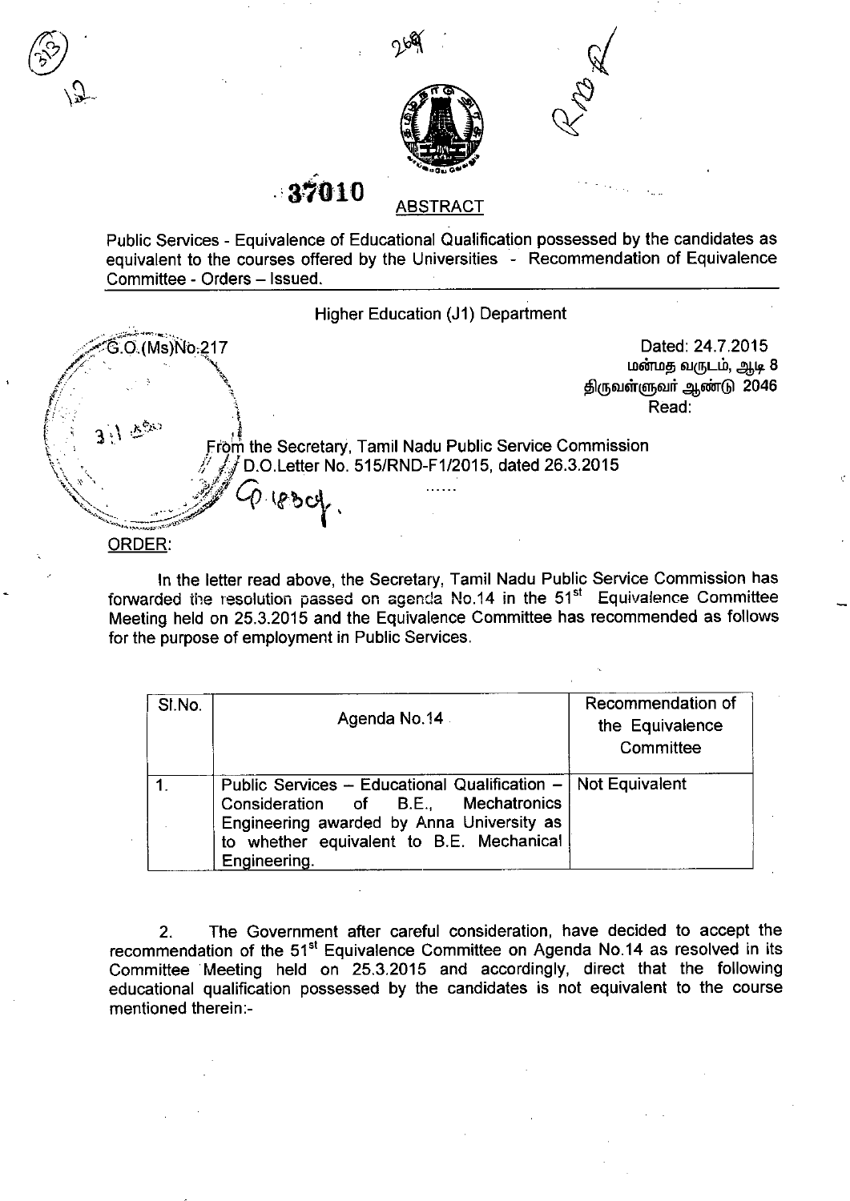37010

## ABSTRACT

Public Services - Equivalence of Educational Qualification possessed by the candidates as equivalent to the courses offered by the Universities - Recommendation of Equivalence Committee - Orders – Issued.

Higher Education (J1) Department

G.O.(Ms)No.217

Dated: 24.7.2015
மன்மத வருடம், ஆடி 8
திருவள்ளுவர் ஆண்டு 2046
Read:

From the Secretary, Tamil Nadu Public Service Commission
D.O.Letter No. 515/RND-F1/2015, dated 26.3.2015

......

ORDER:

In the letter read above, the Secretary, Tamil Nadu Public Service Commission has forwarded the resolution passed on agenda No.14 in the 51st Equivalence Committee Meeting held on 25.3.2015 and the Equivalence Committee has recommended as follows for the purpose of employment in Public Services.

| Sl.No. | Agenda No.14 | Recommendation of the Equivalence Committee |
|---|---|---|
| 1. | Public Services – Educational Qualification – Consideration of B.E., Mechatronics Engineering awarded by Anna University as to whether equivalent to B.E. Mechanical Engineering. | Not Equivalent |

2. The Government after careful consideration, have decided to accept the recommendation of the 51st Equivalence Committee on Agenda No.14 as resolved in its Committee Meeting held on 25.3.2015 and accordingly, direct that the following educational qualification possessed by the candidates is not equivalent to the course mentioned therein:-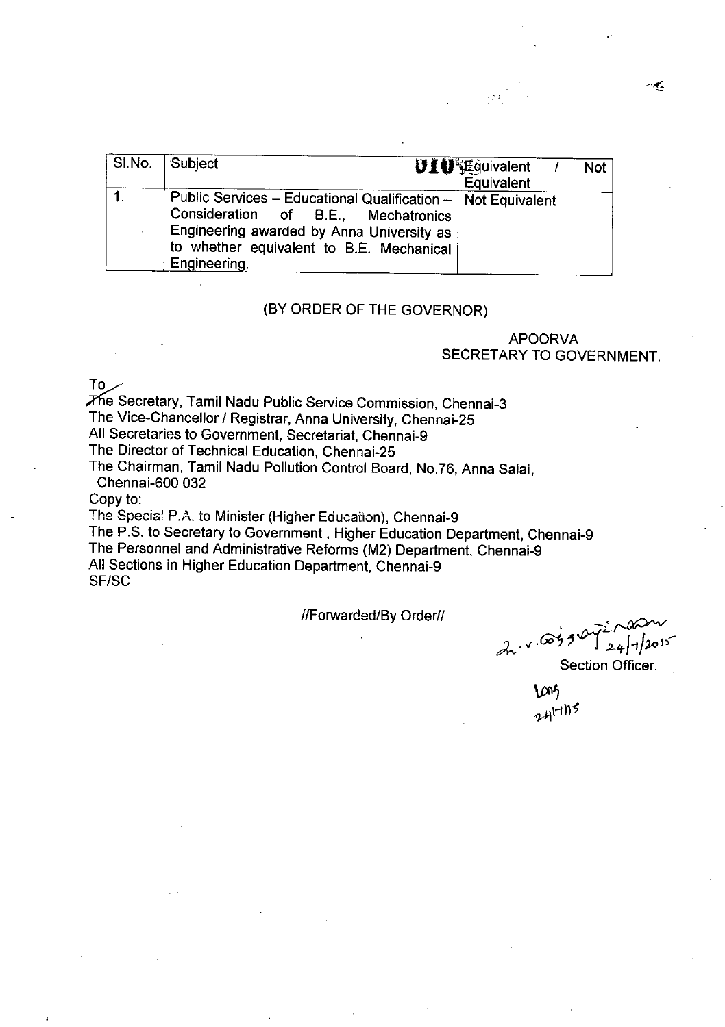| Sl.No. | Subject | Equivalent / Not Equivalent |
|---|---|---|
| 1. | Public Services – Educational Qualification – Consideration of B.E., Mechatronics Engineering awarded by Anna University as to whether equivalent to B.E. Mechanical Engineering. | Not Equivalent |

(BY ORDER OF THE GOVERNOR)

APOORVA
SECRETARY TO GOVERNMENT.

To

The Secretary, Tamil Nadu Public Service Commission, Chennai-3
The Vice-Chancellor / Registrar, Anna University, Chennai-25
All Secretaries to Government, Secretariat, Chennai-9
The Director of Technical Education, Chennai-25
The Chairman, Tamil Nadu Pollution Control Board, No.76, Anna Salai, Chennai-600 032

Copy to:

The Special P.A. to Minister (Higher Education), Chennai-9
The P.S. to Secretary to Government , Higher Education Department, Chennai-9
The Personnel and Administrative Reforms (M2) Department, Chennai-9
All Sections in Higher Education Department, Chennai-9
SF/SC

//Forwarded/By Order//

24/7/2015

Section Officer.

24/7/15